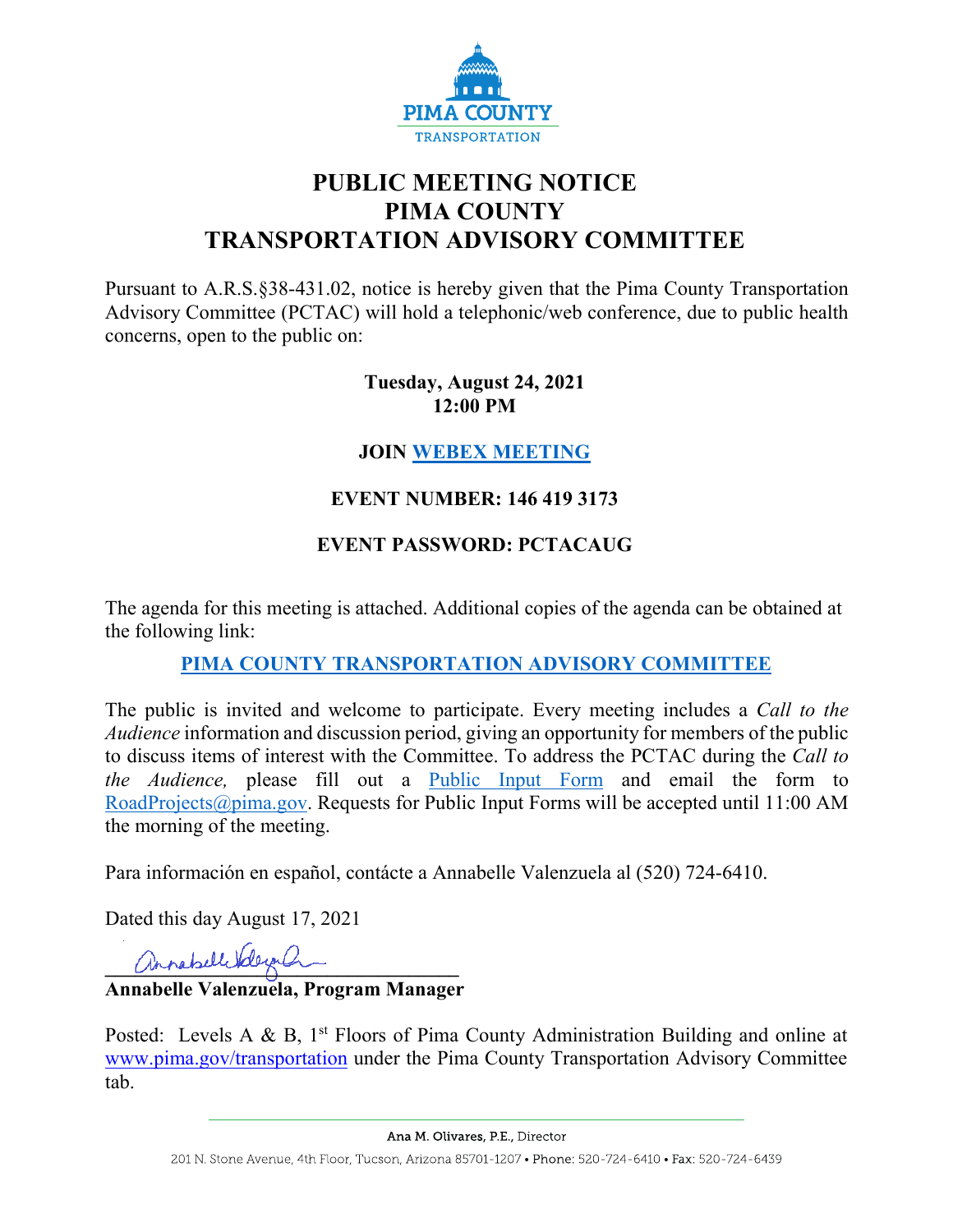PIMA COUNTY
TRANSPORTATION

# PUBLIC MEETING NOTICE
# PIMA COUNTY
# TRANSPORTATION ADVISORY COMMITTEE

Pursuant to A.R.S.§38-431.02, notice is hereby given that the Pima County Transportation Advisory Committee (PCTAC) will hold a telephonic/web conference, due to public health concerns, open to the public on:

**Tuesday, August 24, 2021**
**12:00 PM**

**JOIN WEBEX MEETING**

**EVENT NUMBER: 146 419 3173**

**EVENT PASSWORD: PCTACAUG**

The agenda for this meeting is attached. Additional copies of the agenda can be obtained at the following link:

**PIMA COUNTY TRANSPORTATION ADVISORY COMMITTEE**

The public is invited and welcome to participate. Every meeting includes a *Call to the Audience* information and discussion period, giving an opportunity for members of the public to discuss items of interest with the Committee. To address the PCTAC during the *Call to the Audience,* please fill out a Public Input Form and email the form to RoadProjects@pima.gov. Requests for Public Input Forms will be accepted until 11:00 AM the morning of the meeting.

Para información en español, contácte a Annabelle Valenzuela al (520) 724-6410.

Dated this day August 17, 2021

**Annabelle Valenzuela, Program Manager**

Posted: Levels A & B, 1st Floors of Pima County Administration Building and online at www.pima.gov/transportation under the Pima County Transportation Advisory Committee tab.

Ana M. Olivares, P.E., Director
201 N. Stone Avenue, 4th Floor, Tucson, Arizona 85701-1207 • Phone: 520-724-6410 • Fax: 520-724-6439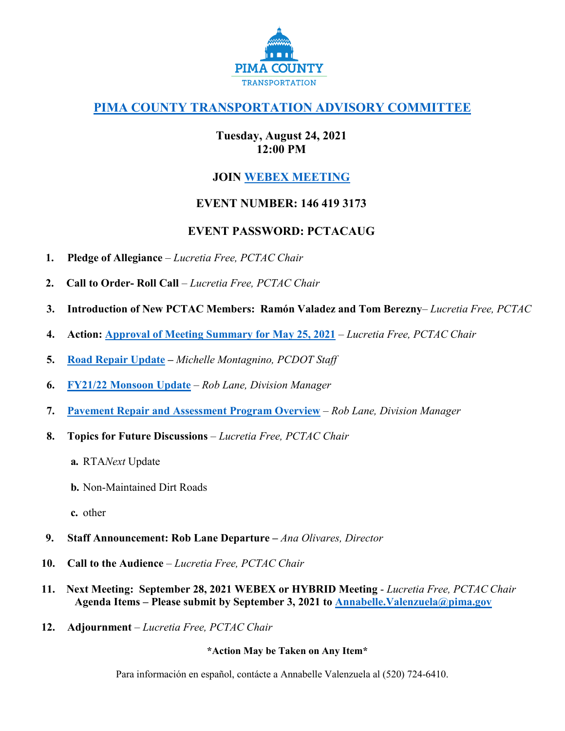PIMA COUNTY

TRANSPORTATION

# PIMA COUNTY TRANSPORTATION ADVISORY COMMITTEE

**Tuesday, August 24, 2021**
**12:00 PM**

## JOIN WEBEX MEETING

## EVENT NUMBER: 146 419 3173

## EVENT PASSWORD: PCTACAUG

1. **Pledge of Allegiance** – *Lucretia Free, PCTAC Chair*
2. **Call to Order- Roll Call** – *Lucretia Free, PCTAC Chair*
3. **Introduction of New PCTAC Members: Ramón Valadez and Tom Berezny**– *Lucretia Free, PCTAC*
4. **Action: Approval of Meeting Summary for May 25, 2021** – *Lucretia Free, PCTAC Chair*
5. **Road Repair Update –** *Michelle Montagnino, PCDOT Staff*
6. **FY21/22 Monsoon Update** – *Rob Lane, Division Manager*
7. **Pavement Repair and Assessment Program Overview** – *Rob Lane, Division Manager*
8. **Topics for Future Discussions** – *Lucretia Free, PCTAC Chair*
   - **a.** RTA*Next* Update
   - **b.** Non-Maintained Dirt Roads
   - **c.** other
9. **Staff Announcement: Rob Lane Departure –** *Ana Olivares, Director*
10. **Call to the Audience** – *Lucretia Free, PCTAC Chair*
11. **Next Meeting: September 28, 2021 WEBEX or HYBRID Meeting** - *Lucretia Free, PCTAC Chair*
    **Agenda Items – Please submit by September 3, 2021 to Annabelle.Valenzuela@pima.gov**
12. **Adjournment** – *Lucretia Free, PCTAC Chair*

**\*Action May be Taken on Any Item\***

Para información en español, contácte a Annabelle Valenzuela al (520) 724-6410.